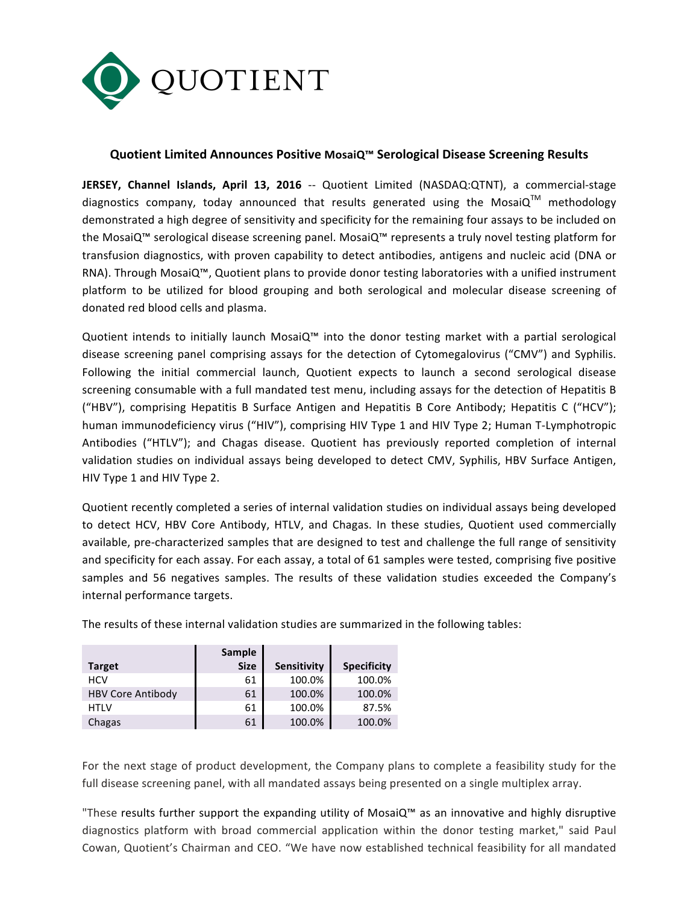QUOTIENT

## Quotient Limited Announces Positive MosaiQ™ Serological Disease Screening Results

**JERSEY, Channel Islands, April 13, 2016** -- Quotient Limited (NASDAQ:QTNT), a commercial-stage diagnostics company, today announced that results generated using the MosaiQ™ methodology demonstrated a high degree of sensitivity and specificity for the remaining four assays to be included on the MosaiQ™ serological disease screening panel. MosaiQ™ represents a truly novel testing platform for transfusion diagnostics, with proven capability to detect antibodies, antigens and nucleic acid (DNA or RNA). Through MosaiQ™, Quotient plans to provide donor testing laboratories with a unified instrument platform to be utilized for blood grouping and both serological and molecular disease screening of donated red blood cells and plasma.

Quotient intends to initially launch MosaiQ™ into the donor testing market with a partial serological disease screening panel comprising assays for the detection of Cytomegalovirus ("CMV") and Syphilis. Following the initial commercial launch, Quotient expects to launch a second serological disease screening consumable with a full mandated test menu, including assays for the detection of Hepatitis B ("HBV"), comprising Hepatitis B Surface Antigen and Hepatitis B Core Antibody; Hepatitis C ("HCV"); human immunodeficiency virus ("HIV"), comprising HIV Type 1 and HIV Type 2; Human T-Lymphotropic Antibodies ("HTLV"); and Chagas disease. Quotient has previously reported completion of internal validation studies on individual assays being developed to detect CMV, Syphilis, HBV Surface Antigen, HIV Type 1 and HIV Type 2.

Quotient recently completed a series of internal validation studies on individual assays being developed to detect HCV, HBV Core Antibody, HTLV, and Chagas. In these studies, Quotient used commercially available, pre-characterized samples that are designed to test and challenge the full range of sensitivity and specificity for each assay. For each assay, a total of 61 samples were tested, comprising five positive samples and 56 negatives samples. The results of these validation studies exceeded the Company's internal performance targets.

The results of these internal validation studies are summarized in the following tables:

| Target | Sample Size | Sensitivity | Specificity |
|---|---|---|---|
| HCV | 61 | 100.0% | 100.0% |
| HBV Core Antibody | 61 | 100.0% | 100.0% |
| HTLV | 61 | 100.0% | 87.5% |
| Chagas | 61 | 100.0% | 100.0% |

For the next stage of product development, the Company plans to complete a feasibility study for the full disease screening panel, with all mandated assays being presented on a single multiplex array.

"These results further support the expanding utility of MosaiQ™ as an innovative and highly disruptive diagnostics platform with broad commercial application within the donor testing market," said Paul Cowan, Quotient's Chairman and CEO. "We have now established technical feasibility for all mandated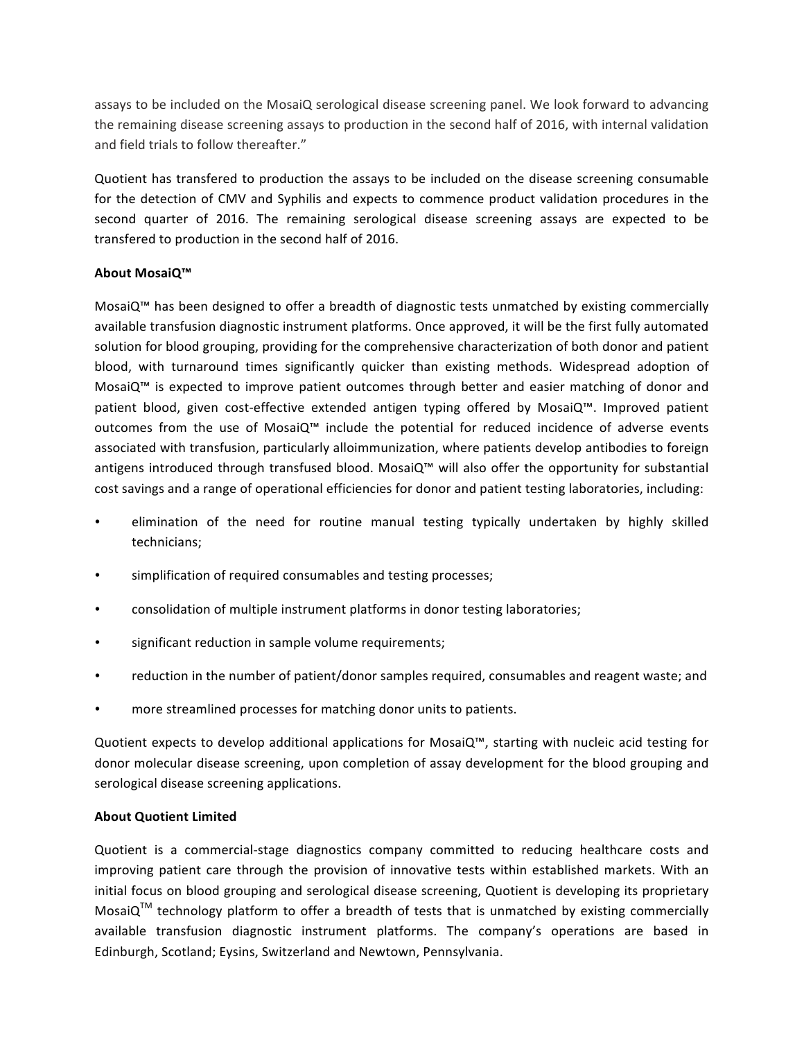assays to be included on the MosaiQ serological disease screening panel. We look forward to advancing the remaining disease screening assays to production in the second half of 2016, with internal validation and field trials to follow thereafter."

Quotient has transfered to production the assays to be included on the disease screening consumable for the detection of CMV and Syphilis and expects to commence product validation procedures in the second quarter of 2016. The remaining serological disease screening assays are expected to be transfered to production in the second half of 2016.

**About MosaiQ™**

MosaiQ™ has been designed to offer a breadth of diagnostic tests unmatched by existing commercially available transfusion diagnostic instrument platforms. Once approved, it will be the first fully automated solution for blood grouping, providing for the comprehensive characterization of both donor and patient blood, with turnaround times significantly quicker than existing methods. Widespread adoption of MosaiQ™ is expected to improve patient outcomes through better and easier matching of donor and patient blood, given cost-effective extended antigen typing offered by MosaiQ™. Improved patient outcomes from the use of MosaiQ™ include the potential for reduced incidence of adverse events associated with transfusion, particularly alloimmunization, where patients develop antibodies to foreign antigens introduced through transfused blood. MosaiQ™ will also offer the opportunity for substantial cost savings and a range of operational efficiencies for donor and patient testing laboratories, including:

- elimination of the need for routine manual testing typically undertaken by highly skilled technicians;
- simplification of required consumables and testing processes;
- consolidation of multiple instrument platforms in donor testing laboratories;
- significant reduction in sample volume requirements;
- reduction in the number of patient/donor samples required, consumables and reagent waste; and
- more streamlined processes for matching donor units to patients.

Quotient expects to develop additional applications for MosaiQ™, starting with nucleic acid testing for donor molecular disease screening, upon completion of assay development for the blood grouping and serological disease screening applications.

**About Quotient Limited**

Quotient is a commercial-stage diagnostics company committed to reducing healthcare costs and improving patient care through the provision of innovative tests within established markets. With an initial focus on blood grouping and serological disease screening, Quotient is developing its proprietary MosaiQ™ technology platform to offer a breadth of tests that is unmatched by existing commercially available transfusion diagnostic instrument platforms. The company's operations are based in Edinburgh, Scotland; Eysins, Switzerland and Newtown, Pennsylvania.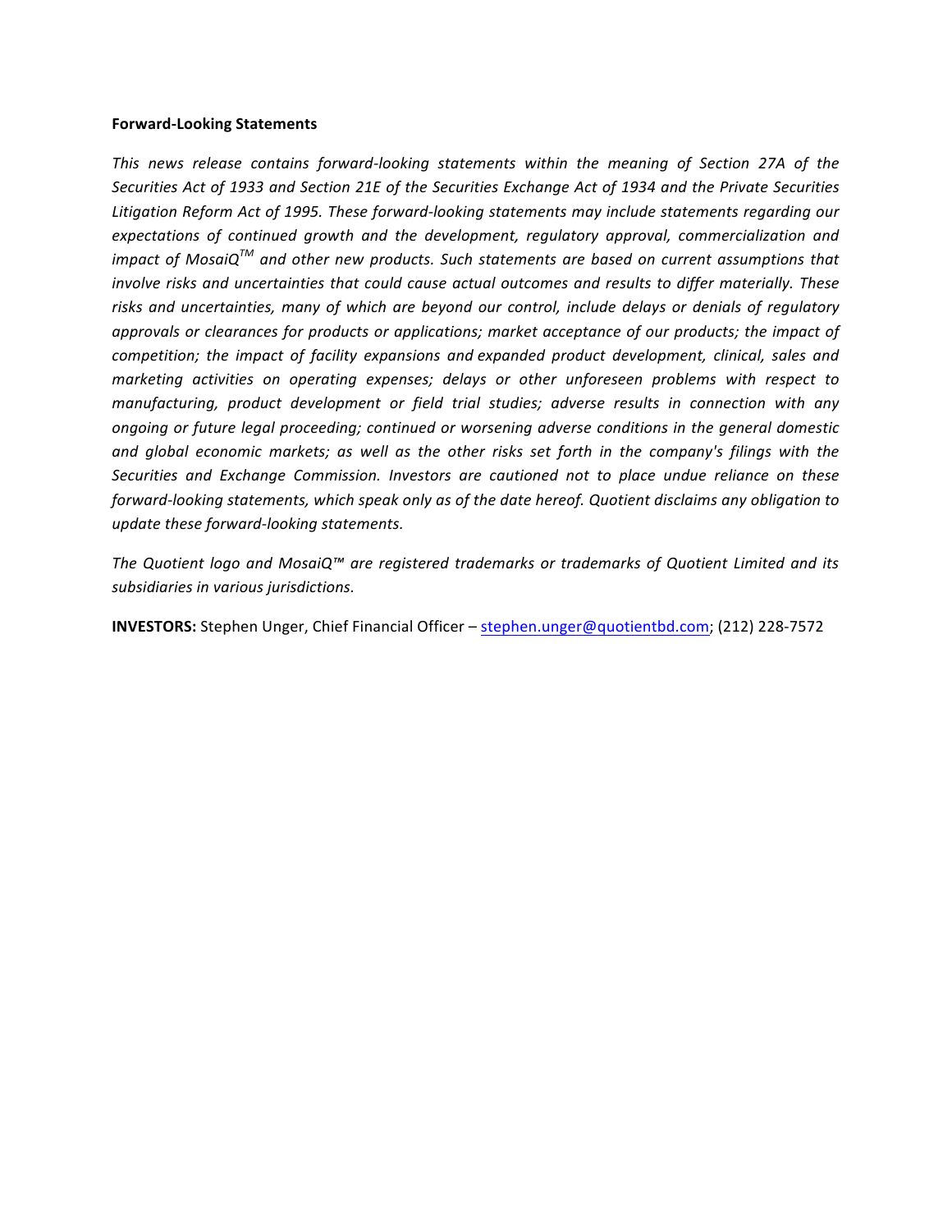**Forward-Looking Statements**

*This news release contains forward-looking statements within the meaning of Section 27A of the Securities Act of 1933 and Section 21E of the Securities Exchange Act of 1934 and the Private Securities Litigation Reform Act of 1995. These forward-looking statements may include statements regarding our expectations of continued growth and the development, regulatory approval, commercialization and impact of MosaiQ™ and other new products. Such statements are based on current assumptions that involve risks and uncertainties that could cause actual outcomes and results to differ materially. These risks and uncertainties, many of which are beyond our control, include delays or denials of regulatory approvals or clearances for products or applications; market acceptance of our products; the impact of competition; the impact of facility expansions and expanded product development, clinical, sales and marketing activities on operating expenses; delays or other unforeseen problems with respect to manufacturing, product development or field trial studies; adverse results in connection with any ongoing or future legal proceeding; continued or worsening adverse conditions in the general domestic and global economic markets; as well as the other risks set forth in the company's filings with the Securities and Exchange Commission. Investors are cautioned not to place undue reliance on these forward-looking statements, which speak only as of the date hereof. Quotient disclaims any obligation to update these forward-looking statements.*

*The Quotient logo and MosaiQ™ are registered trademarks or trademarks of Quotient Limited and its subsidiaries in various jurisdictions.*

**INVESTORS:** Stephen Unger, Chief Financial Officer – stephen.unger@quotientbd.com; (212) 228-7572